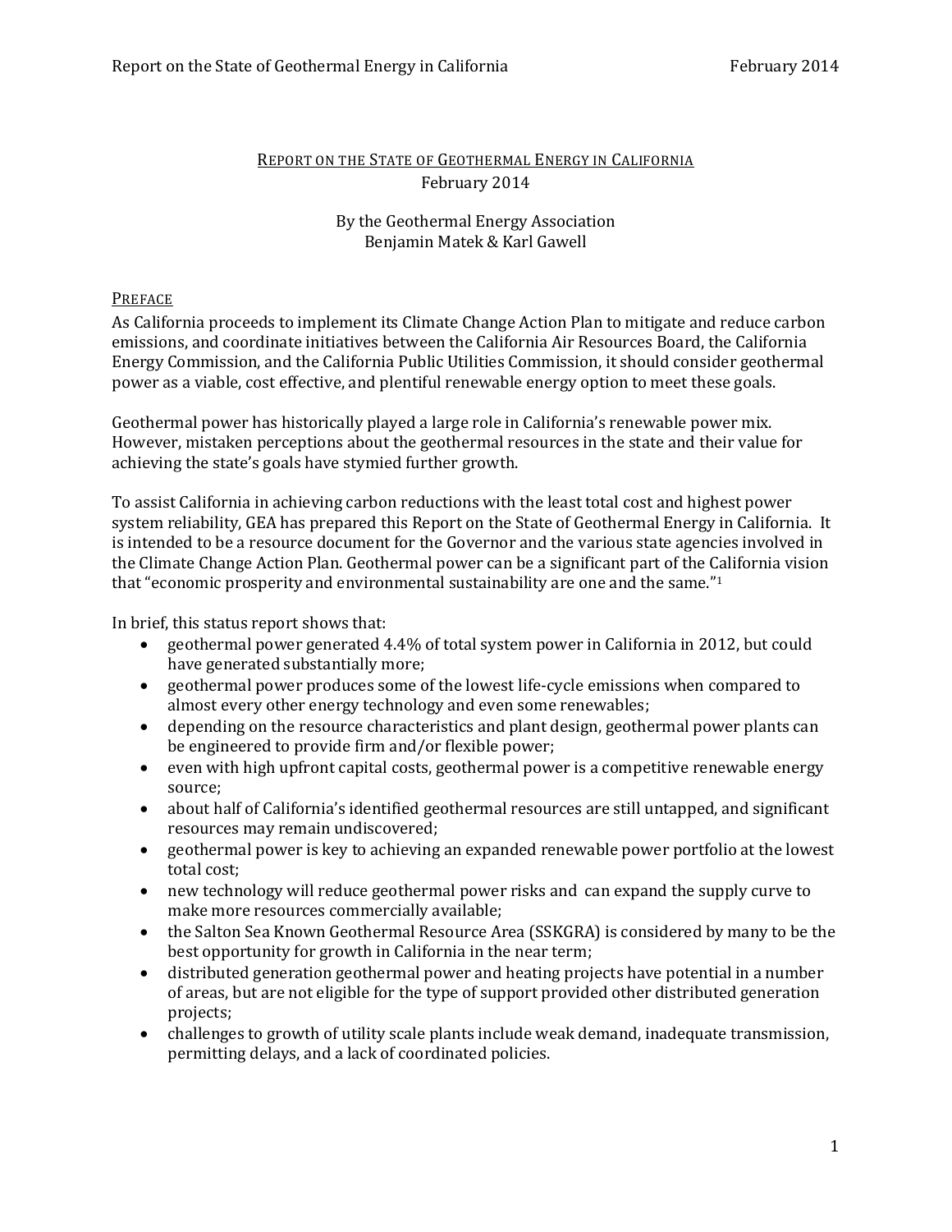# Report on the State of Geothermal Energy in California

February 2014

By the Geothermal Energy Association
Benjamin Matek & Karl Gawell

## Preface

As California proceeds to implement its Climate Change Action Plan to mitigate and reduce carbon emissions, and coordinate initiatives between the California Air Resources Board, the California Energy Commission, and the California Public Utilities Commission, it should consider geothermal power as a viable, cost effective, and plentiful renewable energy option to meet these goals.

Geothermal power has historically played a large role in California's renewable power mix. However, mistaken perceptions about the geothermal resources in the state and their value for achieving the state's goals have stymied further growth.

To assist California in achieving carbon reductions with the least total cost and highest power system reliability, GEA has prepared this Report on the State of Geothermal Energy in California. It is intended to be a resource document for the Governor and the various state agencies involved in the Climate Change Action Plan. Geothermal power can be a significant part of the California vision that "economic prosperity and environmental sustainability are one and the same."[1]

In brief, this status report shows that:

- geothermal power generated 4.4% of total system power in California in 2012, but could have generated substantially more;
- geothermal power produces some of the lowest life-cycle emissions when compared to almost every other energy technology and even some renewables;
- depending on the resource characteristics and plant design, geothermal power plants can be engineered to provide firm and/or flexible power;
- even with high upfront capital costs, geothermal power is a competitive renewable energy source;
- about half of California's identified geothermal resources are still untapped, and significant resources may remain undiscovered;
- geothermal power is key to achieving an expanded renewable power portfolio at the lowest total cost;
- new technology will reduce geothermal power risks and can expand the supply curve to make more resources commercially available;
- the Salton Sea Known Geothermal Resource Area (SSKGRA) is considered by many to be the best opportunity for growth in California in the near term;
- distributed generation geothermal power and heating projects have potential in a number of areas, but are not eligible for the type of support provided other distributed generation projects;
- challenges to growth of utility scale plants include weak demand, inadequate transmission, permitting delays, and a lack of coordinated policies.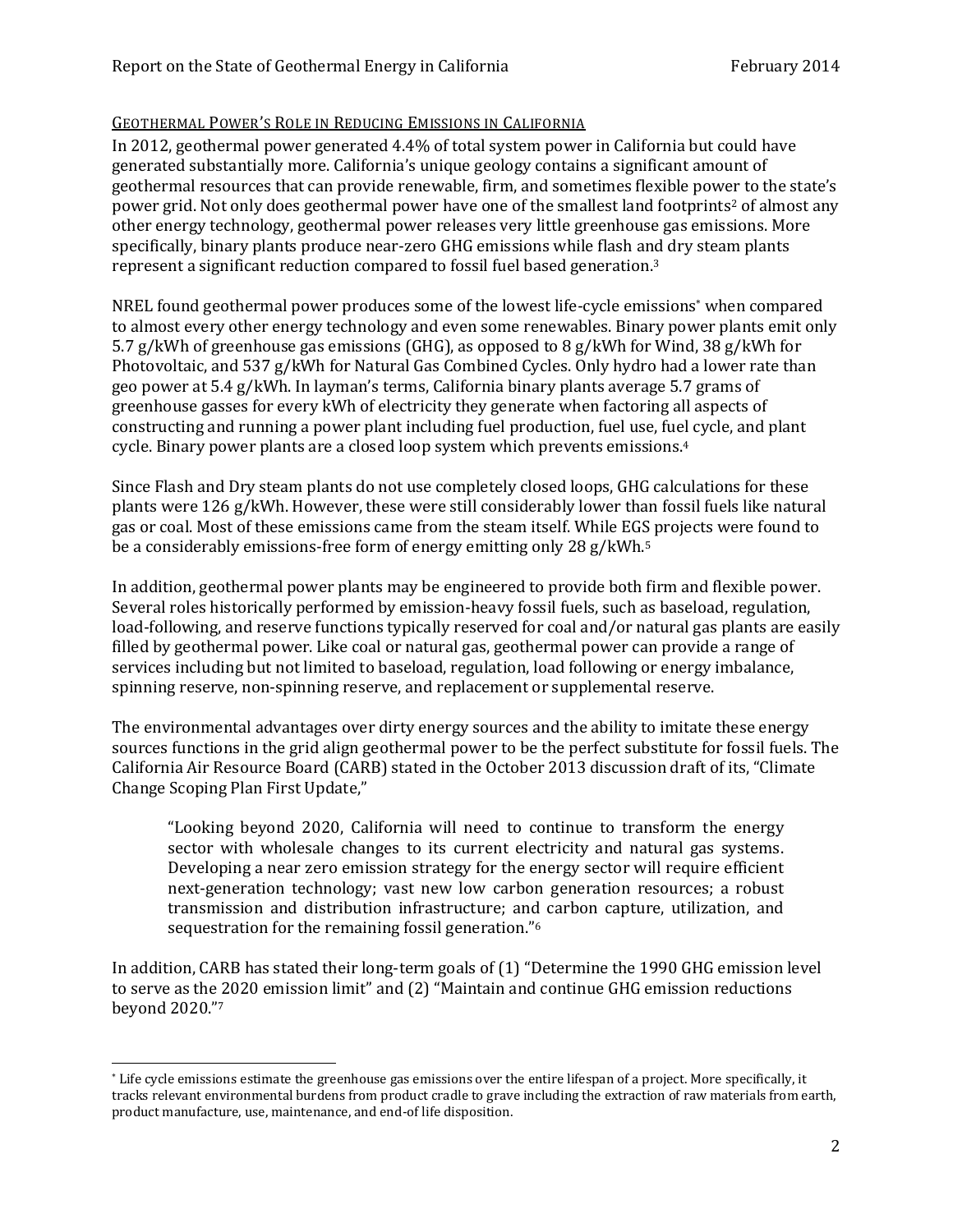## GEOTHERMAL POWER'S ROLE IN REDUCING EMISSIONS IN CALIFORNIA

In 2012, geothermal power generated 4.4% of total system power in California but could have generated substantially more. California's unique geology contains a significant amount of geothermal resources that can provide renewable, firm, and sometimes flexible power to the state's power grid. Not only does geothermal power have one of the smallest land footprints[2] of almost any other energy technology, geothermal power releases very little greenhouse gas emissions. More specifically, binary plants produce near-zero GHG emissions while flash and dry steam plants represent a significant reduction compared to fossil fuel based generation.[3]

NREL found geothermal power produces some of the lowest life-cycle emissions[*] when compared to almost every other energy technology and even some renewables. Binary power plants emit only 5.7 g/kWh of greenhouse gas emissions (GHG), as opposed to 8 g/kWh for Wind, 38 g/kWh for Photovoltaic, and 537 g/kWh for Natural Gas Combined Cycles. Only hydro had a lower rate than geo power at 5.4 g/kWh. In layman's terms, California binary plants average 5.7 grams of greenhouse gasses for every kWh of electricity they generate when factoring all aspects of constructing and running a power plant including fuel production, fuel use, fuel cycle, and plant cycle. Binary power plants are a closed loop system which prevents emissions.[4]

Since Flash and Dry steam plants do not use completely closed loops, GHG calculations for these plants were 126 g/kWh. However, these were still considerably lower than fossil fuels like natural gas or coal. Most of these emissions came from the steam itself. While EGS projects were found to be a considerably emissions-free form of energy emitting only 28 g/kWh.[5]

In addition, geothermal power plants may be engineered to provide both firm and flexible power. Several roles historically performed by emission-heavy fossil fuels, such as baseload, regulation, load-following, and reserve functions typically reserved for coal and/or natural gas plants are easily filled by geothermal power. Like coal or natural gas, geothermal power can provide a range of services including but not limited to baseload, regulation, load following or energy imbalance, spinning reserve, non-spinning reserve, and replacement or supplemental reserve.

The environmental advantages over dirty energy sources and the ability to imitate these energy sources functions in the grid align geothermal power to be the perfect substitute for fossil fuels. The California Air Resource Board (CARB) stated in the October 2013 discussion draft of its, "Climate Change Scoping Plan First Update,"

> "Looking beyond 2020, California will need to continue to transform the energy sector with wholesale changes to its current electricity and natural gas systems. Developing a near zero emission strategy for the energy sector will require efficient next-generation technology; vast new low carbon generation resources; a robust transmission and distribution infrastructure; and carbon capture, utilization, and sequestration for the remaining fossil generation."[6]

In addition, CARB has stated their long-term goals of (1) "Determine the 1990 GHG emission level to serve as the 2020 emission limit" and (2) "Maintain and continue GHG emission reductions beyond 2020."[7]

---

[*] Life cycle emissions estimate the greenhouse gas emissions over the entire lifespan of a project. More specifically, it tracks relevant environmental burdens from product cradle to grave including the extraction of raw materials from earth, product manufacture, use, maintenance, and end-of life disposition.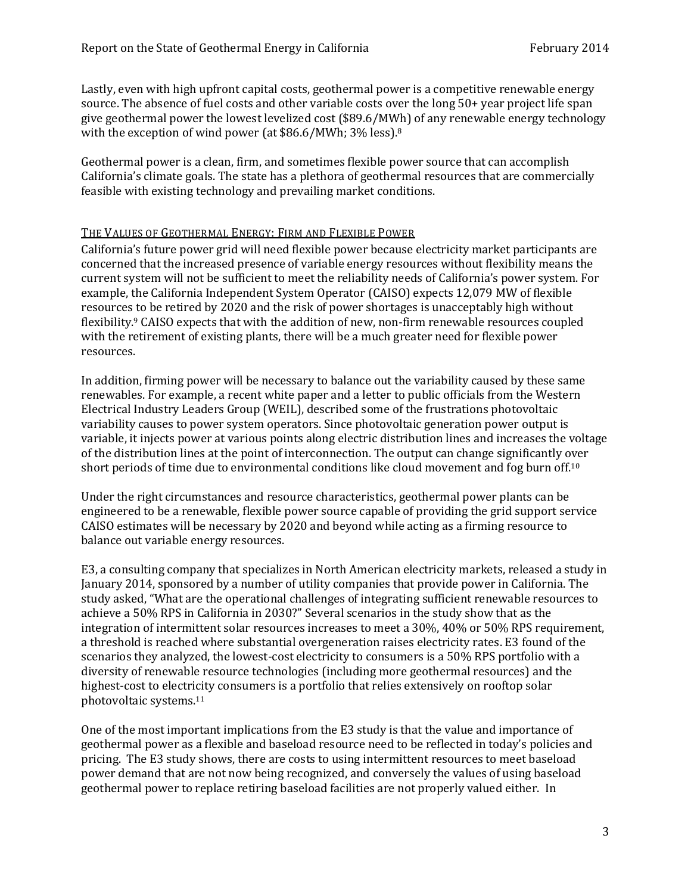Lastly, even with high upfront capital costs, geothermal power is a competitive renewable energy source. The absence of fuel costs and other variable costs over the long 50+ year project life span give geothermal power the lowest levelized cost ($89.6/MWh) of any renewable energy technology with the exception of wind power (at $86.6/MWh; 3% less).[8]

Geothermal power is a clean, firm, and sometimes flexible power source that can accomplish California's climate goals. The state has a plethora of geothermal resources that are commercially feasible with existing technology and prevailing market conditions.

## THE VALUES OF GEOTHERMAL ENERGY: FIRM AND FLEXIBLE POWER

California's future power grid will need flexible power because electricity market participants are concerned that the increased presence of variable energy resources without flexibility means the current system will not be sufficient to meet the reliability needs of California's power system. For example, the California Independent System Operator (CAISO) expects 12,079 MW of flexible resources to be retired by 2020 and the risk of power shortages is unacceptably high without flexibility.[9] CAISO expects that with the addition of new, non-firm renewable resources coupled with the retirement of existing plants, there will be a much greater need for flexible power resources.

In addition, firming power will be necessary to balance out the variability caused by these same renewables. For example, a recent white paper and a letter to public officials from the Western Electrical Industry Leaders Group (WEIL), described some of the frustrations photovoltaic variability causes to power system operators. Since photovoltaic generation power output is variable, it injects power at various points along electric distribution lines and increases the voltage of the distribution lines at the point of interconnection. The output can change significantly over short periods of time due to environmental conditions like cloud movement and fog burn off.[10]

Under the right circumstances and resource characteristics, geothermal power plants can be engineered to be a renewable, flexible power source capable of providing the grid support service CAISO estimates will be necessary by 2020 and beyond while acting as a firming resource to balance out variable energy resources.

E3, a consulting company that specializes in North American electricity markets, released a study in January 2014, sponsored by a number of utility companies that provide power in California. The study asked, "What are the operational challenges of integrating sufficient renewable resources to achieve a 50% RPS in California in 2030?" Several scenarios in the study show that as the integration of intermittent solar resources increases to meet a 30%, 40% or 50% RPS requirement, a threshold is reached where substantial overgeneration raises electricity rates. E3 found of the scenarios they analyzed, the lowest-cost electricity to consumers is a 50% RPS portfolio with a diversity of renewable resource technologies (including more geothermal resources) and the highest-cost to electricity consumers is a portfolio that relies extensively on rooftop solar photovoltaic systems.[11]

One of the most important implications from the E3 study is that the value and importance of geothermal power as a flexible and baseload resource need to be reflected in today's policies and pricing. The E3 study shows, there are costs to using intermittent resources to meet baseload power demand that are not now being recognized, and conversely the values of using baseload geothermal power to replace retiring baseload facilities are not properly valued either. In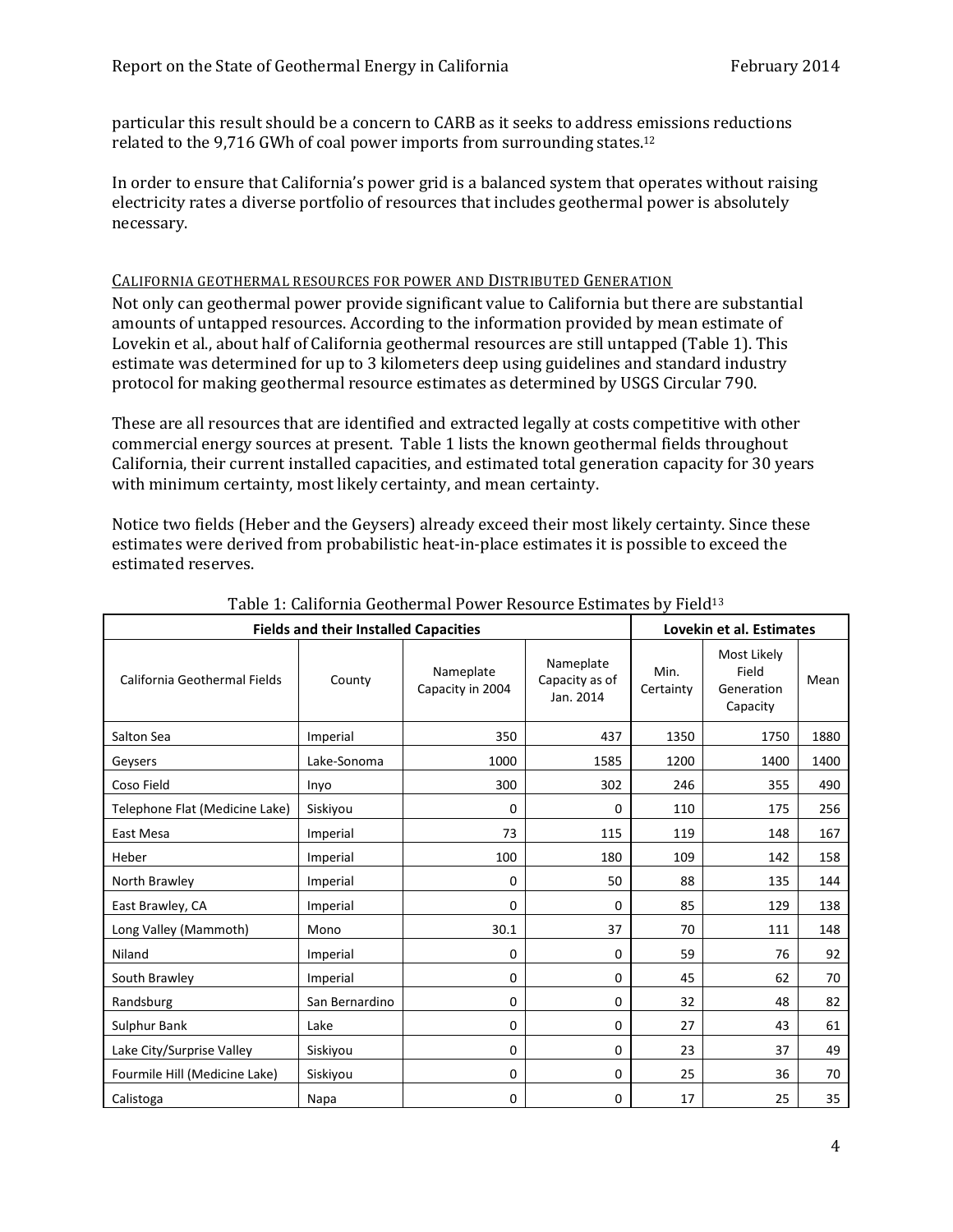particular this result should be a concern to CARB as it seeks to address emissions reductions related to the 9,716 GWh of coal power imports from surrounding states.[12]

In order to ensure that California's power grid is a balanced system that operates without raising electricity rates a diverse portfolio of resources that includes geothermal power is absolutely necessary.

## CALIFORNIA GEOTHERMAL RESOURCES FOR POWER AND DISTRIBUTED GENERATION

Not only can geothermal power provide significant value to California but there are substantial amounts of untapped resources. According to the information provided by mean estimate of Lovekin et al., about half of California geothermal resources are still untapped (Table 1). This estimate was determined for up to 3 kilometers deep using guidelines and standard industry protocol for making geothermal resource estimates as determined by USGS Circular 790.

These are all resources that are identified and extracted legally at costs competitive with other commercial energy sources at present. Table 1 lists the known geothermal fields throughout California, their current installed capacities, and estimated total generation capacity for 30 years with minimum certainty, most likely certainty, and mean certainty.

Notice two fields (Heber and the Geysers) already exceed their most likely certainty. Since these estimates were derived from probabilistic heat-in-place estimates it is possible to exceed the estimated reserves.

Table 1: California Geothermal Power Resource Estimates by Field[13]

| Fields and their Installed Capacities | | | | Lovekin et al. Estimates | | |
|---|---|---|---|---|---|---|
| California Geothermal Fields | County | Nameplate Capacity in 2004 | Nameplate Capacity as of Jan. 2014 | Min. Certainty | Most Likely Field Generation Capacity | Mean |
| Salton Sea | Imperial | 350 | 437 | 1350 | 1750 | 1880 |
| Geysers | Lake-Sonoma | 1000 | 1585 | 1200 | 1400 | 1400 |
| Coso Field | Inyo | 300 | 302 | 246 | 355 | 490 |
| Telephone Flat (Medicine Lake) | Siskiyou | 0 | 0 | 110 | 175 | 256 |
| East Mesa | Imperial | 73 | 115 | 119 | 148 | 167 |
| Heber | Imperial | 100 | 180 | 109 | 142 | 158 |
| North Brawley | Imperial | 0 | 50 | 88 | 135 | 144 |
| East Brawley, CA | Imperial | 0 | 0 | 85 | 129 | 138 |
| Long Valley (Mammoth) | Mono | 30.1 | 37 | 70 | 111 | 148 |
| Niland | Imperial | 0 | 0 | 59 | 76 | 92 |
| South Brawley | Imperial | 0 | 0 | 45 | 62 | 70 |
| Randsburg | San Bernardino | 0 | 0 | 32 | 48 | 82 |
| Sulphur Bank | Lake | 0 | 0 | 27 | 43 | 61 |
| Lake City/Surprise Valley | Siskiyou | 0 | 0 | 23 | 37 | 49 |
| Fourmile Hill (Medicine Lake) | Siskiyou | 0 | 0 | 25 | 36 | 70 |
| Calistoga | Napa | 0 | 0 | 17 | 25 | 35 |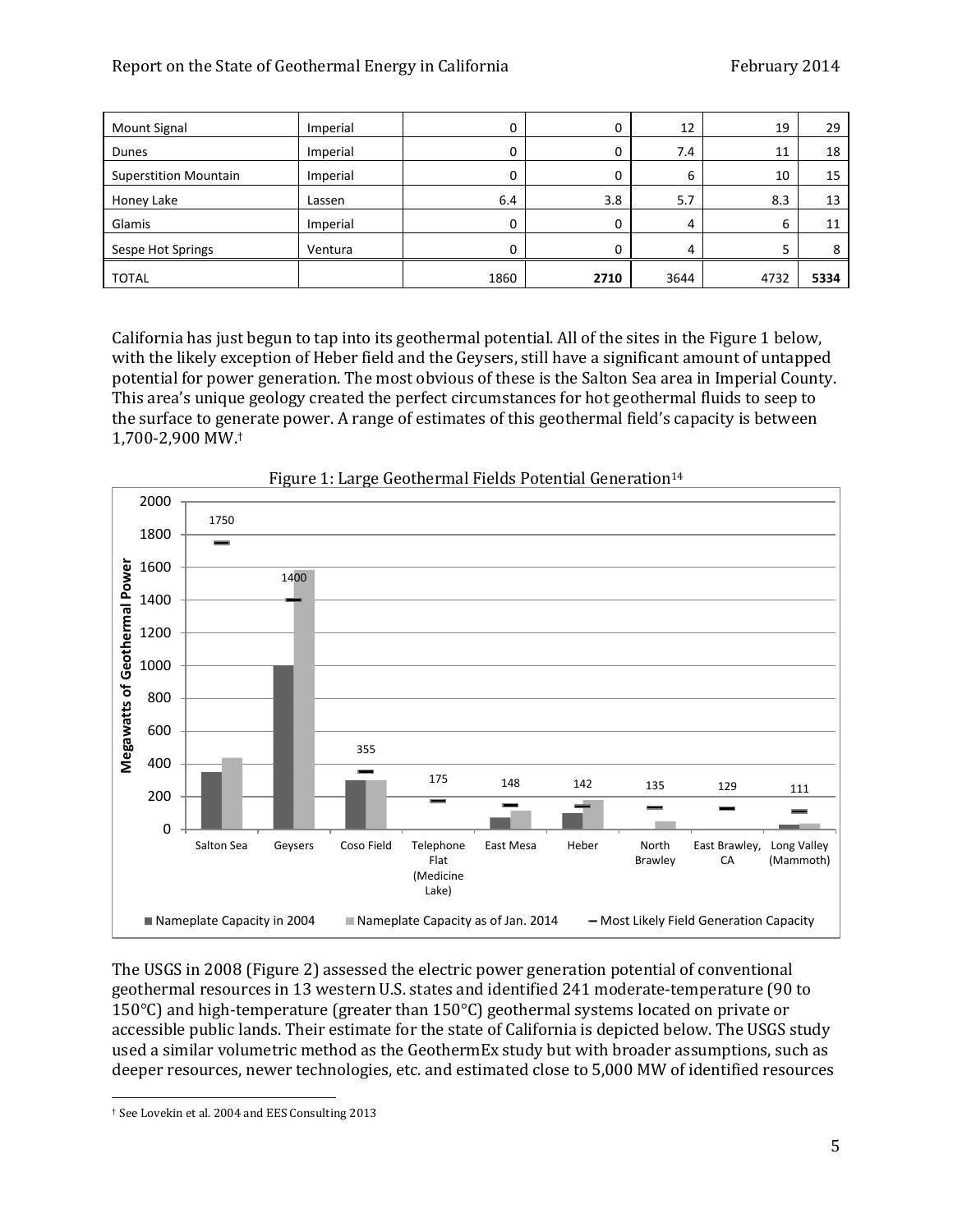| | | | | | | |
|---|---|---|---|---|---|---|
| Mount Signal | Imperial | 0 | 0 | 12 | 19 | 29 |
| Dunes | Imperial | 0 | 0 | 7.4 | 11 | 18 |
| Superstition Mountain | Imperial | 0 | 0 | 6 | 10 | 15 |
| Honey Lake | Lassen | 6.4 | 3.8 | 5.7 | 8.3 | 13 |
| Glamis | Imperial | 0 | 0 | 4 | 6 | 11 |
| Sespe Hot Springs | Ventura | 0 | 0 | 4 | 5 | 8 |
| TOTAL | | 1860 | **2710** | 3644 | 4732 | **5334** |

California has just begun to tap into its geothermal potential. All of the sites in the Figure 1 below, with the likely exception of Heber field and the Geysers, still have a significant amount of untapped potential for power generation. The most obvious of these is the Salton Sea area in Imperial County. This area's unique geology created the perfect circumstances for hot geothermal fluids to seep to the surface to generate power. A range of estimates of this geothermal field's capacity is between 1,700-2,900 MW.†

Figure 1: Large Geothermal Fields Potential Generation[14]

The USGS in 2008 (Figure 2) assessed the electric power generation potential of conventional geothermal resources in 13 western U.S. states and identified 241 moderate-temperature (90 to 150°C) and high-temperature (greater than 150°C) geothermal systems located on private or accessible public lands. Their estimate for the state of California is depicted below. The USGS study used a similar volumetric method as the GeothermEx study but with broader assumptions, such as deeper resources, newer technologies, etc. and estimated close to 5,000 MW of identified resources

† See Lovekin et al. 2004 and EES Consulting 2013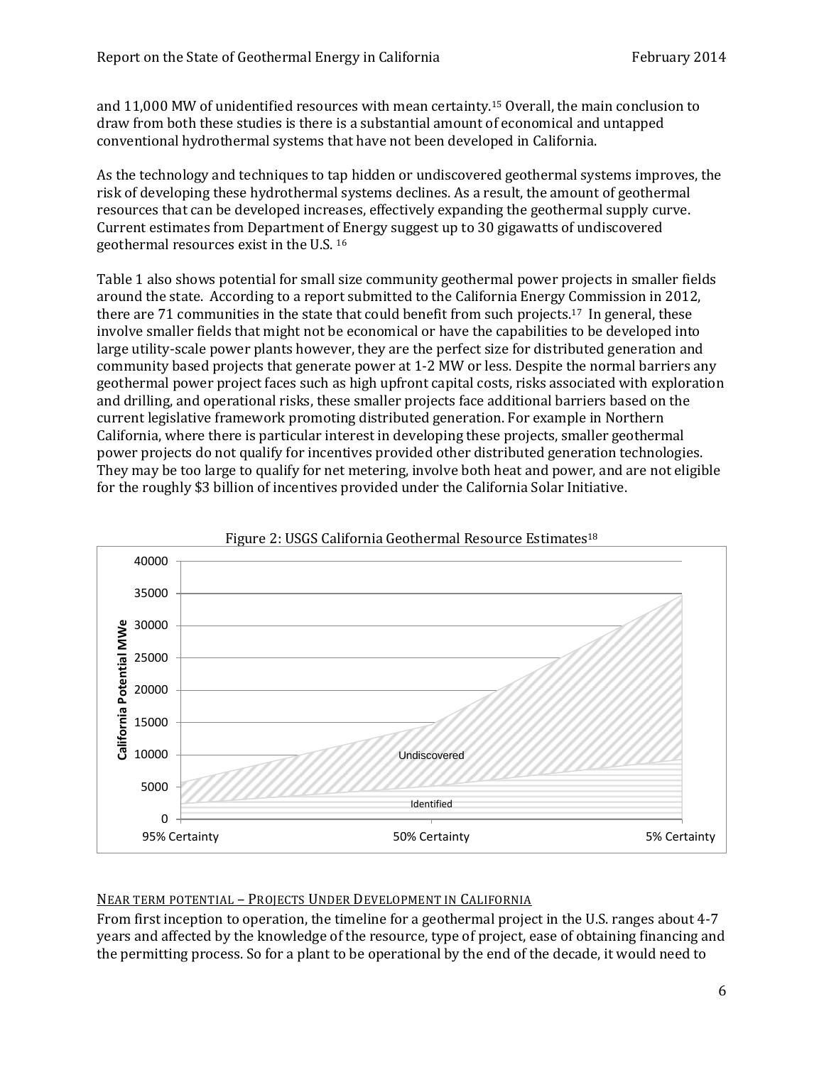and 11,000 MW of unidentified resources with mean certainty.[15] Overall, the main conclusion to draw from both these studies is there is a substantial amount of economical and untapped conventional hydrothermal systems that have not been developed in California.

As the technology and techniques to tap hidden or undiscovered geothermal systems improves, the risk of developing these hydrothermal systems declines. As a result, the amount of geothermal resources that can be developed increases, effectively expanding the geothermal supply curve. Current estimates from Department of Energy suggest up to 30 gigawatts of undiscovered geothermal resources exist in the U.S. [16]

Table 1 also shows potential for small size community geothermal power projects in smaller fields around the state. According to a report submitted to the California Energy Commission in 2012, there are 71 communities in the state that could benefit from such projects.[17] In general, these involve smaller fields that might not be economical or have the capabilities to be developed into large utility-scale power plants however, they are the perfect size for distributed generation and community based projects that generate power at 1-2 MW or less. Despite the normal barriers any geothermal power project faces such as high upfront capital costs, risks associated with exploration and drilling, and operational risks, these smaller projects face additional barriers based on the current legislative framework promoting distributed generation. For example in Northern California, where there is particular interest in developing these projects, smaller geothermal power projects do not qualify for incentives provided other distributed generation technologies. They may be too large to qualify for net metering, involve both heat and power, and are not eligible for the roughly $3 billion of incentives provided under the California Solar Initiative.

Figure 2: USGS California Geothermal Resource Estimates[18]

## Near term potential – Projects Under Development in California

From first inception to operation, the timeline for a geothermal project in the U.S. ranges about 4-7 years and affected by the knowledge of the resource, type of project, ease of obtaining financing and the permitting process. So for a plant to be operational by the end of the decade, it would need to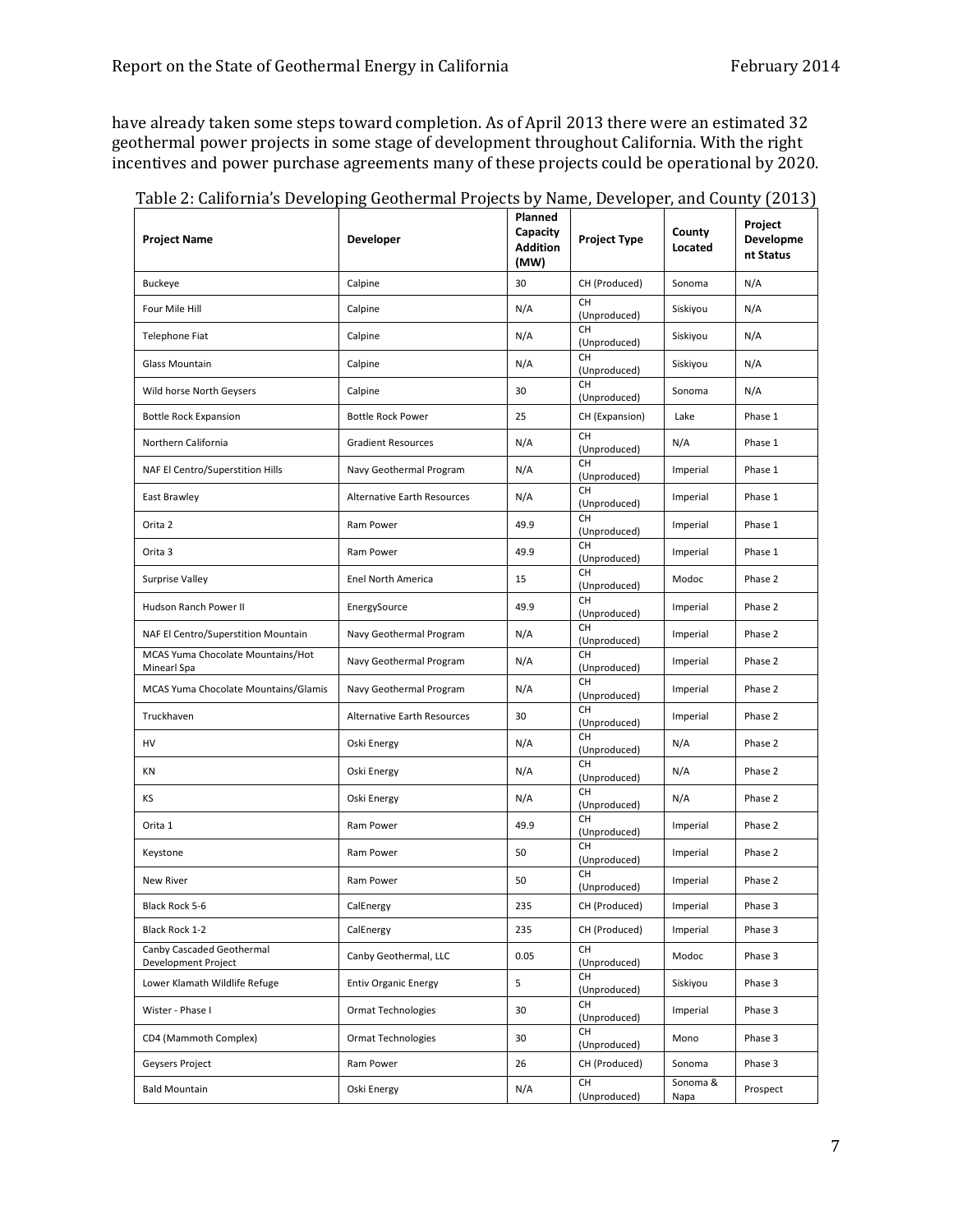have already taken some steps toward completion. As of April 2013 there were an estimated 32 geothermal power projects in some stage of development throughout California. With the right incentives and power purchase agreements many of these projects could be operational by 2020.

Table 2: California's Developing Geothermal Projects by Name, Developer, and County (2013)

| Project Name | Developer | Planned Capacity Addition (MW) | Project Type | County Located | Project Development Status |
|---|---|---|---|---|---|
| Buckeye | Calpine | 30 | CH (Produced) | Sonoma | N/A |
| Four Mile Hill | Calpine | N/A | CH (Unproduced) | Siskiyou | N/A |
| Telephone Fiat | Calpine | N/A | CH (Unproduced) | Siskiyou | N/A |
| Glass Mountain | Calpine | N/A | CH (Unproduced) | Siskiyou | N/A |
| Wild horse North Geysers | Calpine | 30 | CH (Unproduced) | Sonoma | N/A |
| Bottle Rock Expansion | Bottle Rock Power | 25 | CH (Expansion) | Lake | Phase 1 |
| Northern California | Gradient Resources | N/A | CH (Unproduced) | N/A | Phase 1 |
| NAF El Centro/Superstition Hills | Navy Geothermal Program | N/A | CH (Unproduced) | Imperial | Phase 1 |
| East Brawley | Alternative Earth Resources | N/A | CH (Unproduced) | Imperial | Phase 1 |
| Orita 2 | Ram Power | 49.9 | CH (Unproduced) | Imperial | Phase 1 |
| Orita 3 | Ram Power | 49.9 | CH (Unproduced) | Imperial | Phase 1 |
| Surprise Valley | Enel North America | 15 | CH (Unproduced) | Modoc | Phase 2 |
| Hudson Ranch Power II | EnergySource | 49.9 | CH (Unproduced) | Imperial | Phase 2 |
| NAF El Centro/Superstition Mountain | Navy Geothermal Program | N/A | CH (Unproduced) | Imperial | Phase 2 |
| MCAS Yuma Chocolate Mountains/Hot Minearl Spa | Navy Geothermal Program | N/A | CH (Unproduced) | Imperial | Phase 2 |
| MCAS Yuma Chocolate Mountains/Glamis | Navy Geothermal Program | N/A | CH (Unproduced) | Imperial | Phase 2 |
| Truckhaven | Alternative Earth Resources | 30 | CH (Unproduced) | Imperial | Phase 2 |
| HV | Oski Energy | N/A | CH (Unproduced) | N/A | Phase 2 |
| KN | Oski Energy | N/A | CH (Unproduced) | N/A | Phase 2 |
| KS | Oski Energy | N/A | CH (Unproduced) | N/A | Phase 2 |
| Orita 1 | Ram Power | 49.9 | CH (Unproduced) | Imperial | Phase 2 |
| Keystone | Ram Power | 50 | CH (Unproduced) | Imperial | Phase 2 |
| New River | Ram Power | 50 | CH (Unproduced) | Imperial | Phase 2 |
| Black Rock 5-6 | CalEnergy | 235 | CH (Produced) | Imperial | Phase 3 |
| Black Rock 1-2 | CalEnergy | 235 | CH (Produced) | Imperial | Phase 3 |
| Canby Cascaded Geothermal Development Project | Canby Geothermal, LLC | 0.05 | CH (Unproduced) | Modoc | Phase 3 |
| Lower Klamath Wildlife Refuge | Entiv Organic Energy | 5 | CH (Unproduced) | Siskiyou | Phase 3 |
| Wister - Phase I | Ormat Technologies | 30 | CH (Unproduced) | Imperial | Phase 3 |
| CD4 (Mammoth Complex) | Ormat Technologies | 30 | CH (Unproduced) | Mono | Phase 3 |
| Geysers Project | Ram Power | 26 | CH (Produced) | Sonoma | Phase 3 |
| Bald Mountain | Oski Energy | N/A | CH (Unproduced) | Sonoma & Napa | Prospect |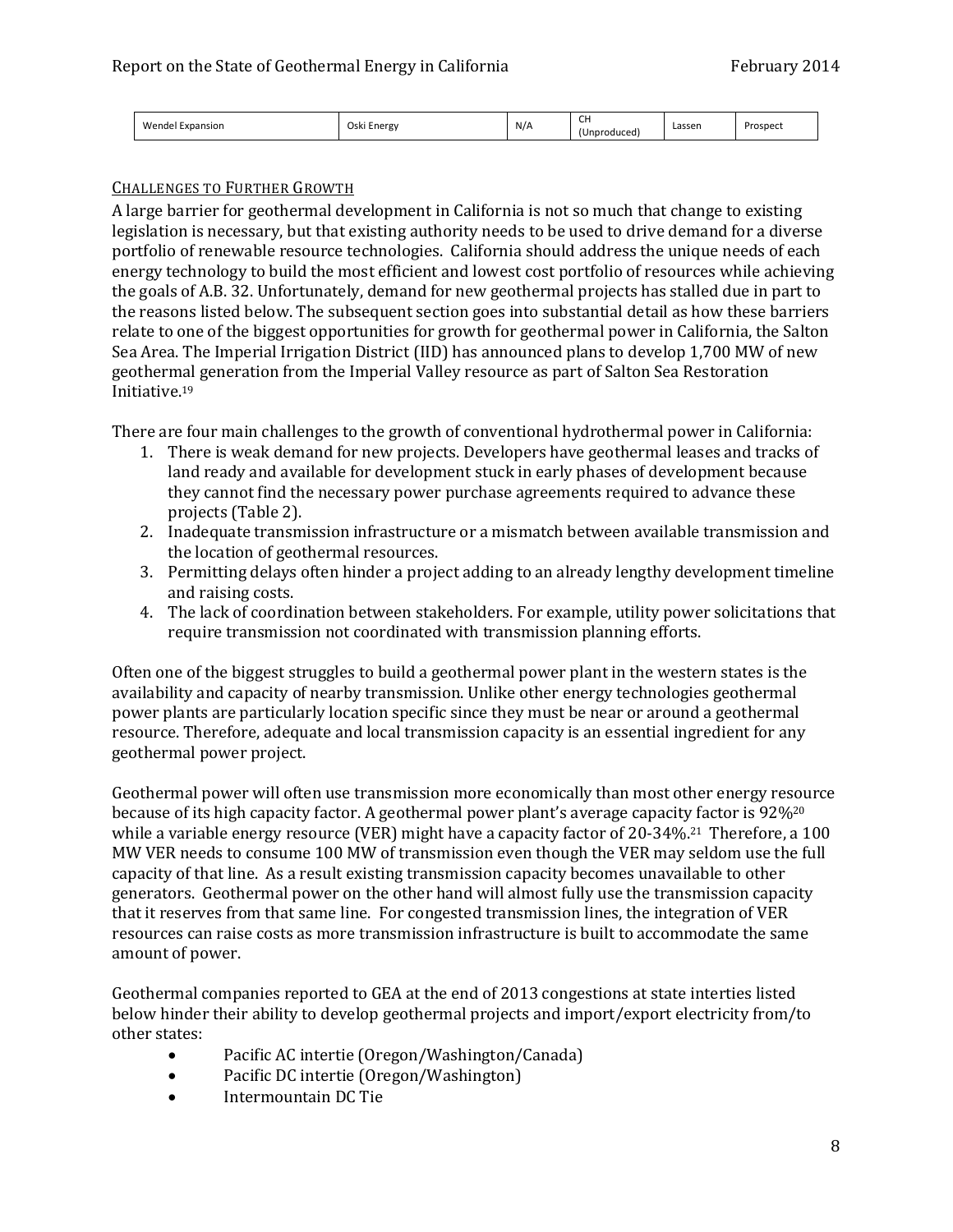| Wendel Expansion | Oski Energy | N/A | CH (Unproduced) | Lassen | Prospect |
|---|---|---|---|---|---|

## Challenges to Further Growth

A large barrier for geothermal development in California is not so much that change to existing legislation is necessary, but that existing authority needs to be used to drive demand for a diverse portfolio of renewable resource technologies. California should address the unique needs of each energy technology to build the most efficient and lowest cost portfolio of resources while achieving the goals of A.B. 32. Unfortunately, demand for new geothermal projects has stalled due in part to the reasons listed below. The subsequent section goes into substantial detail as how these barriers relate to one of the biggest opportunities for growth for geothermal power in California, the Salton Sea Area. The Imperial Irrigation District (IID) has announced plans to develop 1,700 MW of new geothermal generation from the Imperial Valley resource as part of Salton Sea Restoration Initiative.[19]

There are four main challenges to the growth of conventional hydrothermal power in California:

1. There is weak demand for new projects. Developers have geothermal leases and tracks of land ready and available for development stuck in early phases of development because they cannot find the necessary power purchase agreements required to advance these projects (Table 2).
2. Inadequate transmission infrastructure or a mismatch between available transmission and the location of geothermal resources.
3. Permitting delays often hinder a project adding to an already lengthy development timeline and raising costs.
4. The lack of coordination between stakeholders. For example, utility power solicitations that require transmission not coordinated with transmission planning efforts.

Often one of the biggest struggles to build a geothermal power plant in the western states is the availability and capacity of nearby transmission. Unlike other energy technologies geothermal power plants are particularly location specific since they must be near or around a geothermal resource. Therefore, adequate and local transmission capacity is an essential ingredient for any geothermal power project.

Geothermal power will often use transmission more economically than most other energy resource because of its high capacity factor. A geothermal power plant's average capacity factor is 92%[20] while a variable energy resource (VER) might have a capacity factor of 20-34%.[21] Therefore, a 100 MW VER needs to consume 100 MW of transmission even though the VER may seldom use the full capacity of that line. As a result existing transmission capacity becomes unavailable to other generators. Geothermal power on the other hand will almost fully use the transmission capacity that it reserves from that same line. For congested transmission lines, the integration of VER resources can raise costs as more transmission infrastructure is built to accommodate the same amount of power.

Geothermal companies reported to GEA at the end of 2013 congestions at state interties listed below hinder their ability to develop geothermal projects and import/export electricity from/to other states:

- Pacific AC intertie (Oregon/Washington/Canada)
- Pacific DC intertie (Oregon/Washington)
- Intermountain DC Tie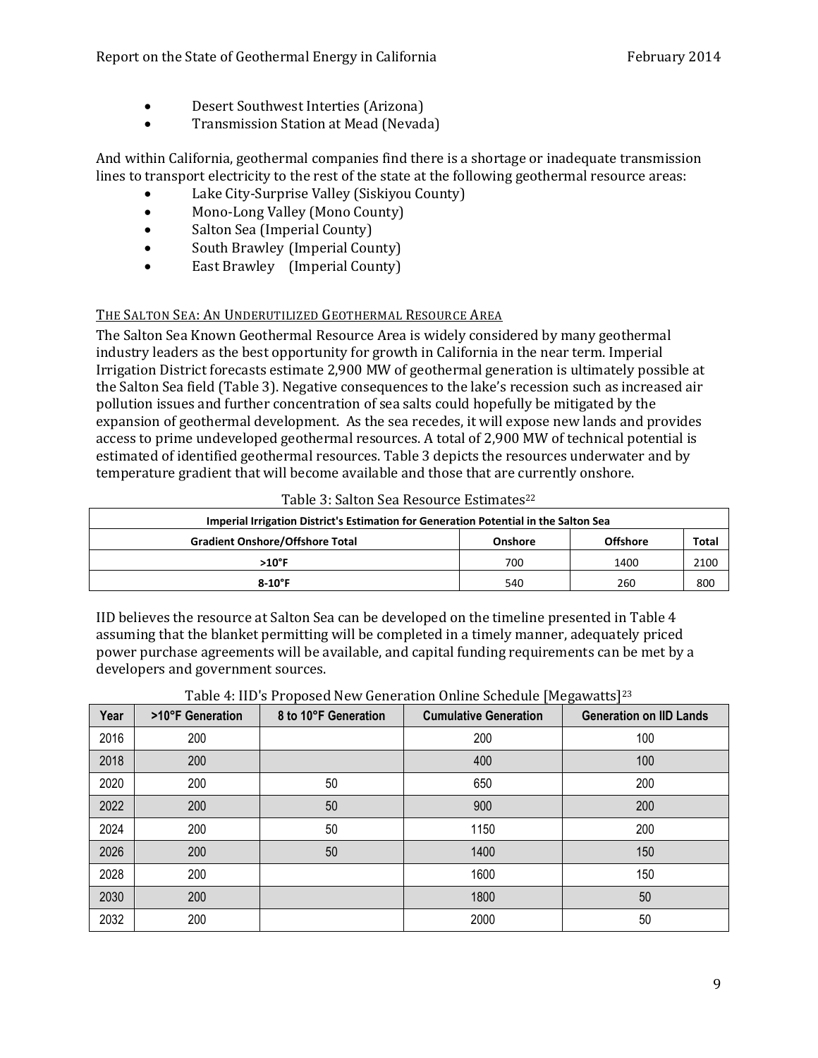- Desert Southwest Interties (Arizona)
- Transmission Station at Mead (Nevada)

And within California, geothermal companies find there is a shortage or inadequate transmission lines to transport electricity to the rest of the state at the following geothermal resource areas:

- Lake City-Surprise Valley (Siskiyou County)
- Mono-Long Valley (Mono County)
- Salton Sea (Imperial County)
- South Brawley (Imperial County)
- East Brawley (Imperial County)

### The Salton Sea: An Underutilized Geothermal Resource Area

The Salton Sea Known Geothermal Resource Area is widely considered by many geothermal industry leaders as the best opportunity for growth in California in the near term. Imperial Irrigation District forecasts estimate 2,900 MW of geothermal generation is ultimately possible at the Salton Sea field (Table 3). Negative consequences to the lake's recession such as increased air pollution issues and further concentration of sea salts could hopefully be mitigated by the expansion of geothermal development. As the sea recedes, it will expose new lands and provides access to prime undeveloped geothermal resources. A total of 2,900 MW of technical potential is estimated of identified geothermal resources. Table 3 depicts the resources underwater and by temperature gradient that will become available and those that are currently onshore.

Table 3: Salton Sea Resource Estimates[22]

| Imperial Irrigation District's Estimation for Generation Potential in the Salton Sea | | | |
|---|---|---|---|
| **Gradient Onshore/Offshore Total** | **Onshore** | **Offshore** | **Total** |
| **>10°F** | 700 | 1400 | 2100 |
| **8-10°F** | 540 | 260 | 800 |

IID believes the resource at Salton Sea can be developed on the timeline presented in Table 4 assuming that the blanket permitting will be completed in a timely manner, adequately priced power purchase agreements will be available, and capital funding requirements can be met by a developers and government sources.

Table 4: IID's Proposed New Generation Online Schedule [Megawatts][23]

| Year | >10°F Generation | 8 to 10°F Generation | Cumulative Generation | Generation on IID Lands |
|---|---|---|---|---|
| 2016 | 200 | | 200 | 100 |
| 2018 | 200 | | 400 | 100 |
| 2020 | 200 | 50 | 650 | 200 |
| 2022 | 200 | 50 | 900 | 200 |
| 2024 | 200 | 50 | 1150 | 200 |
| 2026 | 200 | 50 | 1400 | 150 |
| 2028 | 200 | | 1600 | 150 |
| 2030 | 200 | | 1800 | 50 |
| 2032 | 200 | | 2000 | 50 |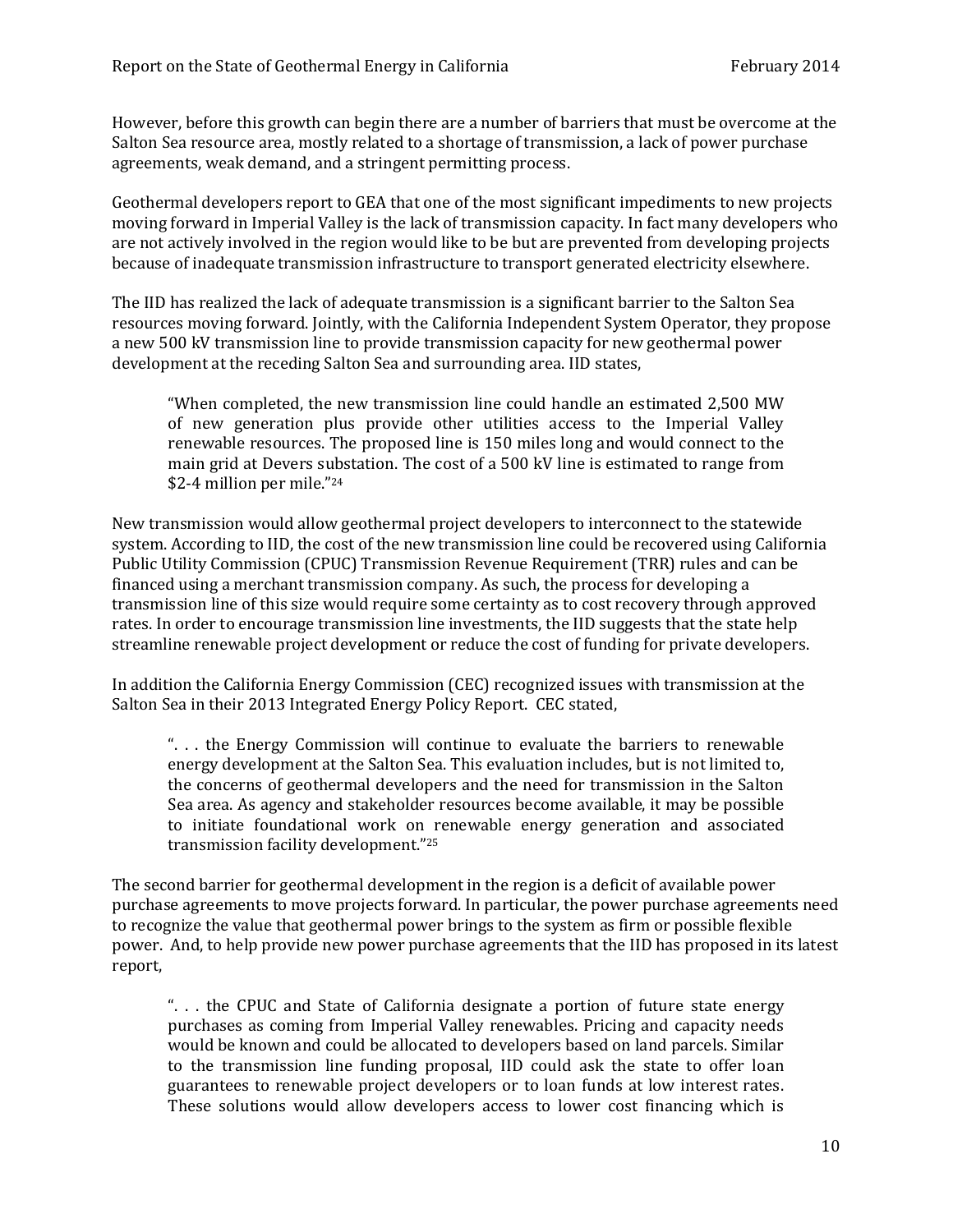However, before this growth can begin there are a number of barriers that must be overcome at the Salton Sea resource area, mostly related to a shortage of transmission, a lack of power purchase agreements, weak demand, and a stringent permitting process.

Geothermal developers report to GEA that one of the most significant impediments to new projects moving forward in Imperial Valley is the lack of transmission capacity. In fact many developers who are not actively involved in the region would like to be but are prevented from developing projects because of inadequate transmission infrastructure to transport generated electricity elsewhere.

The IID has realized the lack of adequate transmission is a significant barrier to the Salton Sea resources moving forward. Jointly, with the California Independent System Operator, they propose a new 500 kV transmission line to provide transmission capacity for new geothermal power development at the receding Salton Sea and surrounding area. IID states,

> "When completed, the new transmission line could handle an estimated 2,500 MW of new generation plus provide other utilities access to the Imperial Valley renewable resources. The proposed line is 150 miles long and would connect to the main grid at Devers substation. The cost of a 500 kV line is estimated to range from $2-4 million per mile."[24]

New transmission would allow geothermal project developers to interconnect to the statewide system. According to IID, the cost of the new transmission line could be recovered using California Public Utility Commission (CPUC) Transmission Revenue Requirement (TRR) rules and can be financed using a merchant transmission company. As such, the process for developing a transmission line of this size would require some certainty as to cost recovery through approved rates. In order to encourage transmission line investments, the IID suggests that the state help streamline renewable project development or reduce the cost of funding for private developers.

In addition the California Energy Commission (CEC) recognized issues with transmission at the Salton Sea in their 2013 Integrated Energy Policy Report. CEC stated,

> ". . . the Energy Commission will continue to evaluate the barriers to renewable energy development at the Salton Sea. This evaluation includes, but is not limited to, the concerns of geothermal developers and the need for transmission in the Salton Sea area. As agency and stakeholder resources become available, it may be possible to initiate foundational work on renewable energy generation and associated transmission facility development."[25]

The second barrier for geothermal development in the region is a deficit of available power purchase agreements to move projects forward. In particular, the power purchase agreements need to recognize the value that geothermal power brings to the system as firm or possible flexible power. And, to help provide new power purchase agreements that the IID has proposed in its latest report,

> ". . . the CPUC and State of California designate a portion of future state energy purchases as coming from Imperial Valley renewables. Pricing and capacity needs would be known and could be allocated to developers based on land parcels. Similar to the transmission line funding proposal, IID could ask the state to offer loan guarantees to renewable project developers or to loan funds at low interest rates. These solutions would allow developers access to lower cost financing which is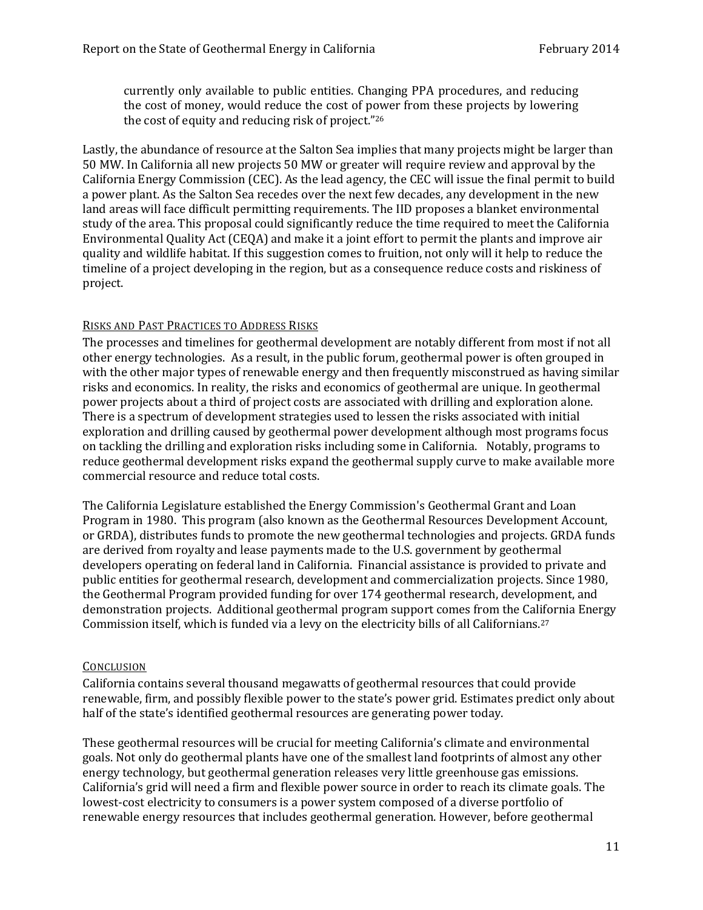> currently only available to public entities. Changing PPA procedures, and reducing the cost of money, would reduce the cost of power from these projects by lowering the cost of equity and reducing risk of project."[26]

Lastly, the abundance of resource at the Salton Sea implies that many projects might be larger than 50 MW. In California all new projects 50 MW or greater will require review and approval by the California Energy Commission (CEC). As the lead agency, the CEC will issue the final permit to build a power plant. As the Salton Sea recedes over the next few decades, any development in the new land areas will face difficult permitting requirements. The IID proposes a blanket environmental study of the area. This proposal could significantly reduce the time required to meet the California Environmental Quality Act (CEQA) and make it a joint effort to permit the plants and improve air quality and wildlife habitat. If this suggestion comes to fruition, not only will it help to reduce the timeline of a project developing in the region, but as a consequence reduce costs and riskiness of project.

## Risks and Past Practices to Address Risks

The processes and timelines for geothermal development are notably different from most if not all other energy technologies. As a result, in the public forum, geothermal power is often grouped in with the other major types of renewable energy and then frequently misconstrued as having similar risks and economics. In reality, the risks and economics of geothermal are unique. In geothermal power projects about a third of project costs are associated with drilling and exploration alone. There is a spectrum of development strategies used to lessen the risks associated with initial exploration and drilling caused by geothermal power development although most programs focus on tackling the drilling and exploration risks including some in California. Notably, programs to reduce geothermal development risks expand the geothermal supply curve to make available more commercial resource and reduce total costs.

The California Legislature established the Energy Commission's Geothermal Grant and Loan Program in 1980. This program (also known as the Geothermal Resources Development Account, or GRDA), distributes funds to promote the new geothermal technologies and projects. GRDA funds are derived from royalty and lease payments made to the U.S. government by geothermal developers operating on federal land in California. Financial assistance is provided to private and public entities for geothermal research, development and commercialization projects. Since 1980, the Geothermal Program provided funding for over 174 geothermal research, development, and demonstration projects. Additional geothermal program support comes from the California Energy Commission itself, which is funded via a levy on the electricity bills of all Californians.[27]

## Conclusion

California contains several thousand megawatts of geothermal resources that could provide renewable, firm, and possibly flexible power to the state's power grid. Estimates predict only about half of the state's identified geothermal resources are generating power today.

These geothermal resources will be crucial for meeting California's climate and environmental goals. Not only do geothermal plants have one of the smallest land footprints of almost any other energy technology, but geothermal generation releases very little greenhouse gas emissions. California's grid will need a firm and flexible power source in order to reach its climate goals. The lowest-cost electricity to consumers is a power system composed of a diverse portfolio of renewable energy resources that includes geothermal generation. However, before geothermal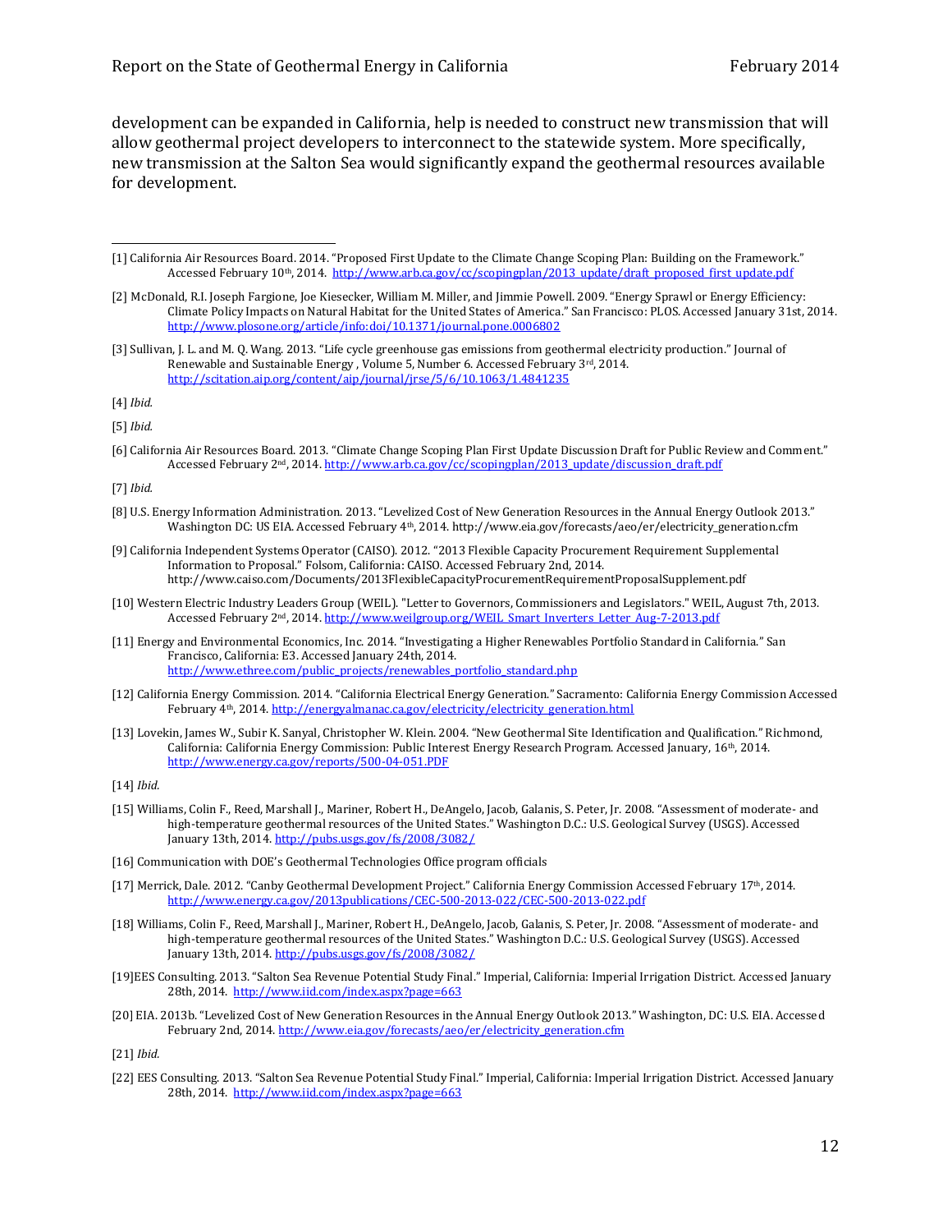development can be expanded in California, help is needed to construct new transmission that will allow geothermal project developers to interconnect to the statewide system. More specifically, new transmission at the Salton Sea would significantly expand the geothermal resources available for development.

---

[1] California Air Resources Board. 2014. "Proposed First Update to the Climate Change Scoping Plan: Building on the Framework." Accessed February 10th, 2014. http://www.arb.ca.gov/cc/scopingplan/2013_update/draft_proposed_first_update.pdf

[2] McDonald, R.I. Joseph Fargione, Joe Kiesecker, William M. Miller, and Jimmie Powell. 2009. "Energy Sprawl or Energy Efficiency: Climate Policy Impacts on Natural Habitat for the United States of America." San Francisco: PLOS. Accessed January 31st, 2014. http://www.plosone.org/article/info:doi/10.1371/journal.pone.0006802

[3] Sullivan, J. L. and M. Q. Wang. 2013. "Life cycle greenhouse gas emissions from geothermal electricity production." Journal of Renewable and Sustainable Energy , Volume 5, Number 6. Accessed February 3rd, 2014. http://scitation.aip.org/content/aip/journal/jrse/5/6/10.1063/1.4841235

[4] *Ibid.*

[5] *Ibid.*

[6] California Air Resources Board. 2013. "Climate Change Scoping Plan First Update Discussion Draft for Public Review and Comment." Accessed February 2nd, 2014. http://www.arb.ca.gov/cc/scopingplan/2013_update/discussion_draft.pdf

[7] *Ibid.*

[8] U.S. Energy Information Administration. 2013. "Levelized Cost of New Generation Resources in the Annual Energy Outlook 2013." Washington DC: US EIA. Accessed February 4th, 2014. http://www.eia.gov/forecasts/aeo/er/electricity_generation.cfm

[9] California Independent Systems Operator (CAISO). 2012. "2013 Flexible Capacity Procurement Requirement Supplemental Information to Proposal." Folsom, California: CAISO. Accessed February 2nd, 2014. http://www.caiso.com/Documents/2013FlexibleCapacityProcurementRequirementProposalSupplement.pdf

[10] Western Electric Industry Leaders Group (WEIL). "Letter to Governors, Commissioners and Legislators." WEIL, August 7th, 2013. Accessed February 2nd, 2014. http://www.weilgroup.org/WEIL_Smart_Inverters_Letter_Aug-7-2013.pdf

[11] Energy and Environmental Economics, Inc. 2014. "Investigating a Higher Renewables Portfolio Standard in California." San Francisco, California: E3. Accessed January 24th, 2014. http://www.ethree.com/public_projects/renewables_portfolio_standard.php

[12] California Energy Commission. 2014. "California Electrical Energy Generation." Sacramento: California Energy Commission Accessed February 4th, 2014. http://energyalmanac.ca.gov/electricity/electricity_generation.html

[13] Lovekin, James W., Subir K. Sanyal, Christopher W. Klein. 2004. "New Geothermal Site Identification and Qualification." Richmond, California: California Energy Commission: Public Interest Energy Research Program. Accessed January, 16th, 2014. http://www.energy.ca.gov/reports/500-04-051.PDF

[14] *Ibid.*

[15] Williams, Colin F., Reed, Marshall J., Mariner, Robert H., DeAngelo, Jacob, Galanis, S. Peter, Jr. 2008. "Assessment of moderate- and high-temperature geothermal resources of the United States." Washington D.C.: U.S. Geological Survey (USGS). Accessed January 13th, 2014. http://pubs.usgs.gov/fs/2008/3082/

[16] Communication with DOE's Geothermal Technologies Office program officials

[17] Merrick, Dale. 2012. "Canby Geothermal Development Project." California Energy Commission Accessed February 17th, 2014. http://www.energy.ca.gov/2013publications/CEC-500-2013-022/CEC-500-2013-022.pdf

[18] Williams, Colin F., Reed, Marshall J., Mariner, Robert H., DeAngelo, Jacob, Galanis, S. Peter, Jr. 2008. "Assessment of moderate- and high-temperature geothermal resources of the United States." Washington D.C.: U.S. Geological Survey (USGS). Accessed January 13th, 2014. http://pubs.usgs.gov/fs/2008/3082/

[19]EES Consulting. 2013. "Salton Sea Revenue Potential Study Final." Imperial, California: Imperial Irrigation District. Accessed January 28th, 2014. http://www.iid.com/index.aspx?page=663

[20] EIA. 2013b. "Levelized Cost of New Generation Resources in the Annual Energy Outlook 2013." Washington, DC: U.S. EIA. Accessed February 2nd, 2014. http://www.eia.gov/forecasts/aeo/er/electricity_generation.cfm

[21] *Ibid.*

[22] EES Consulting. 2013. "Salton Sea Revenue Potential Study Final." Imperial, California: Imperial Irrigation District. Accessed January 28th, 2014. http://www.iid.com/index.aspx?page=663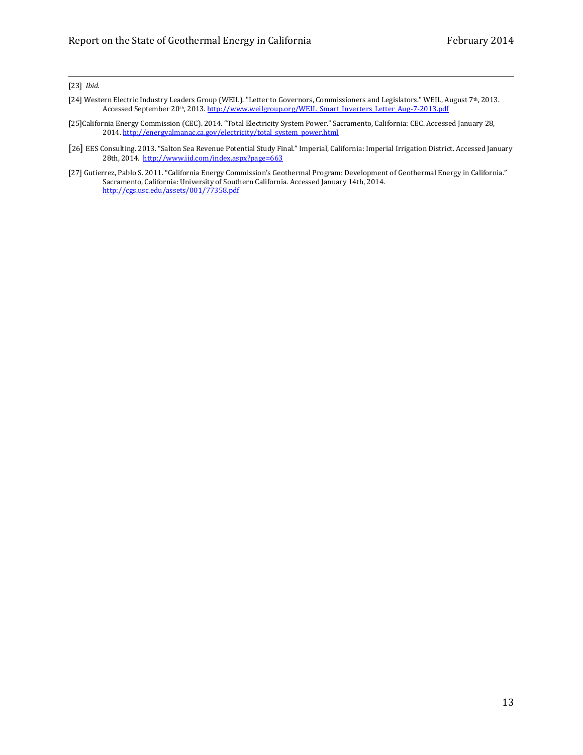[23] *Ibid.*

[24] Western Electric Industry Leaders Group (WEIL). "Letter to Governors, Commissioners and Legislators." WEIL, August 7th, 2013. Accessed September 20th, 2013. http://www.weilgroup.org/WEIL_Smart_Inverters_Letter_Aug-7-2013.pdf

[25]California Energy Commission (CEC). 2014. "Total Electricity System Power." Sacramento, California: CEC. Accessed January 28, 2014. http://energyalmanac.ca.gov/electricity/total_system_power.html

[26] EES Consulting. 2013. "Salton Sea Revenue Potential Study Final." Imperial, California: Imperial Irrigation District. Accessed January 28th, 2014. http://www.iid.com/index.aspx?page=663

[27] Gutierrez, Pablo S. 2011. "California Energy Commission's Geothermal Program: Development of Geothermal Energy in California." Sacramento, California: University of Southern California. Accessed January 14th, 2014. http://cgs.usc.edu/assets/001/77358.pdf